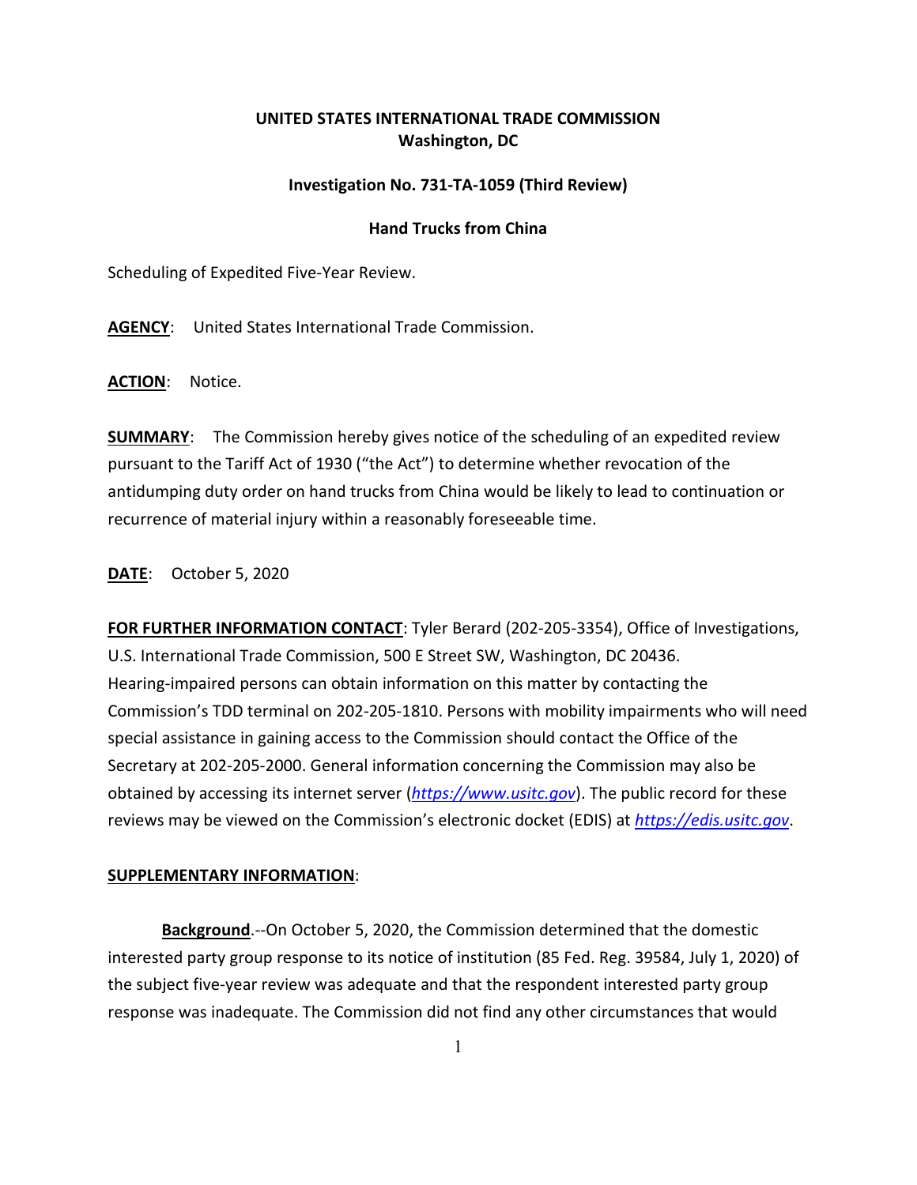**UNITED STATES INTERNATIONAL TRADE COMMISSION**
**Washington, DC**

**Investigation No. 731-TA-1059 (Third Review)**

**Hand Trucks from China**

Scheduling of Expedited Five-Year Review.

**AGENCY**: United States International Trade Commission.

**ACTION**: Notice.

**SUMMARY**: The Commission hereby gives notice of the scheduling of an expedited review pursuant to the Tariff Act of 1930 ("the Act") to determine whether revocation of the antidumping duty order on hand trucks from China would be likely to lead to continuation or recurrence of material injury within a reasonably foreseeable time.

**DATE**: October 5, 2020

**FOR FURTHER INFORMATION CONTACT**: Tyler Berard (202-205-3354), Office of Investigations, U.S. International Trade Commission, 500 E Street SW, Washington, DC 20436. Hearing-impaired persons can obtain information on this matter by contacting the Commission's TDD terminal on 202-205-1810. Persons with mobility impairments who will need special assistance in gaining access to the Commission should contact the Office of the Secretary at 202-205-2000. General information concerning the Commission may also be obtained by accessing its internet server (*https://www.usitc.gov*). The public record for these reviews may be viewed on the Commission's electronic docket (EDIS) at *https://edis.usitc.gov*.

**SUPPLEMENTARY INFORMATION**:

**Background**.--On October 5, 2020, the Commission determined that the domestic interested party group response to its notice of institution (85 Fed. Reg. 39584, July 1, 2020) of the subject five-year review was adequate and that the respondent interested party group response was inadequate. The Commission did not find any other circumstances that would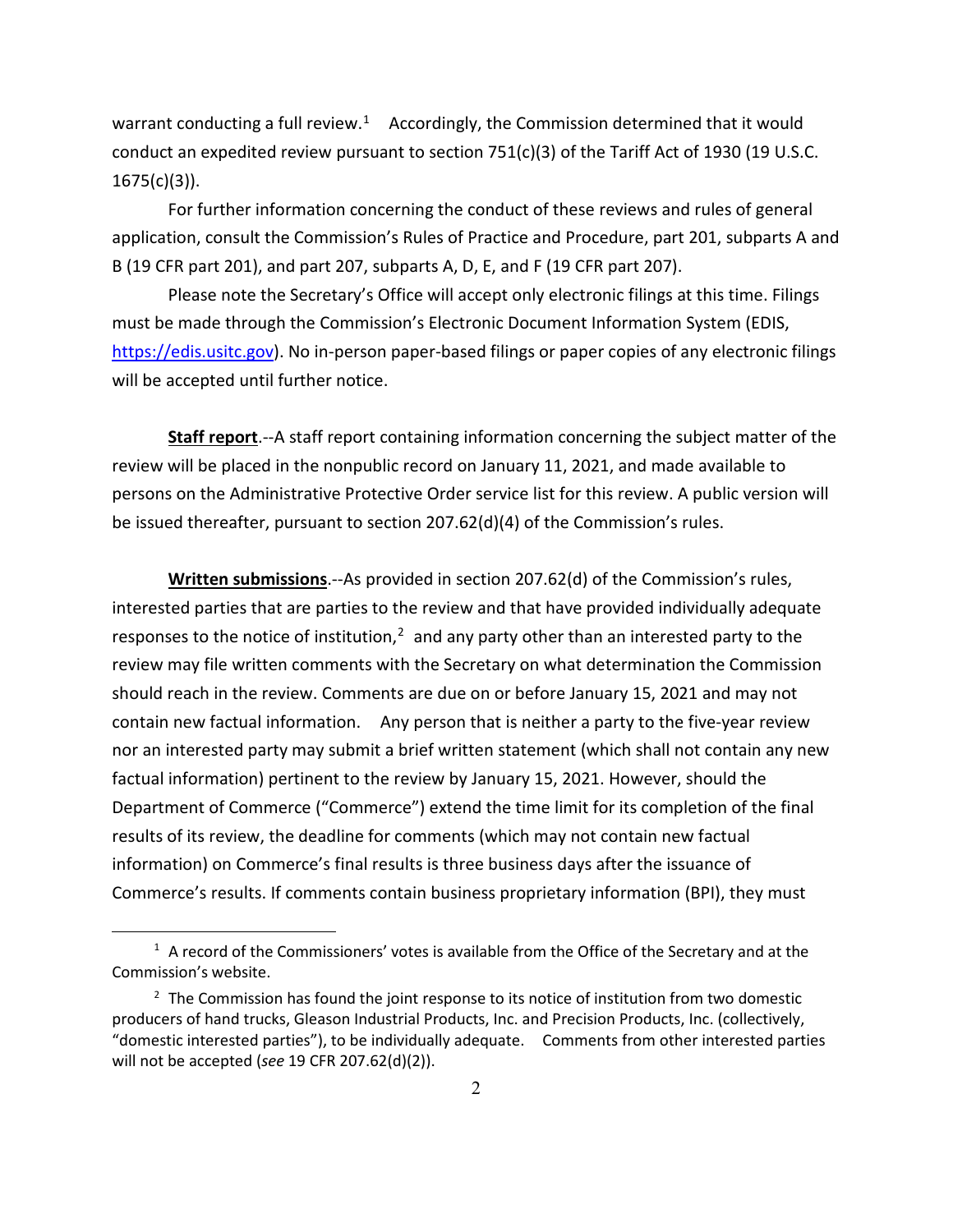warrant conducting a full review.[1] Accordingly, the Commission determined that it would conduct an expedited review pursuant to section 751(c)(3) of the Tariff Act of 1930 (19 U.S.C. 1675(c)(3)).

For further information concerning the conduct of these reviews and rules of general application, consult the Commission's Rules of Practice and Procedure, part 201, subparts A and B (19 CFR part 201), and part 207, subparts A, D, E, and F (19 CFR part 207).

Please note the Secretary's Office will accept only electronic filings at this time. Filings must be made through the Commission's Electronic Document Information System (EDIS, https://edis.usitc.gov). No in-person paper-based filings or paper copies of any electronic filings will be accepted until further notice.

**Staff report**.--A staff report containing information concerning the subject matter of the review will be placed in the nonpublic record on January 11, 2021, and made available to persons on the Administrative Protective Order service list for this review. A public version will be issued thereafter, pursuant to section 207.62(d)(4) of the Commission's rules.

**Written submissions**.--As provided in section 207.62(d) of the Commission's rules, interested parties that are parties to the review and that have provided individually adequate responses to the notice of institution,[2] and any party other than an interested party to the review may file written comments with the Secretary on what determination the Commission should reach in the review. Comments are due on or before January 15, 2021 and may not contain new factual information. Any person that is neither a party to the five-year review nor an interested party may submit a brief written statement (which shall not contain any new factual information) pertinent to the review by January 15, 2021. However, should the Department of Commerce ("Commerce") extend the time limit for its completion of the final results of its review, the deadline for comments (which may not contain new factual information) on Commerce's final results is three business days after the issuance of Commerce's results. If comments contain business proprietary information (BPI), they must

---

[1] A record of the Commissioners' votes is available from the Office of the Secretary and at the Commission's website.

[2] The Commission has found the joint response to its notice of institution from two domestic producers of hand trucks, Gleason Industrial Products, Inc. and Precision Products, Inc. (collectively, "domestic interested parties"), to be individually adequate. Comments from other interested parties will not be accepted (*see* 19 CFR 207.62(d)(2)).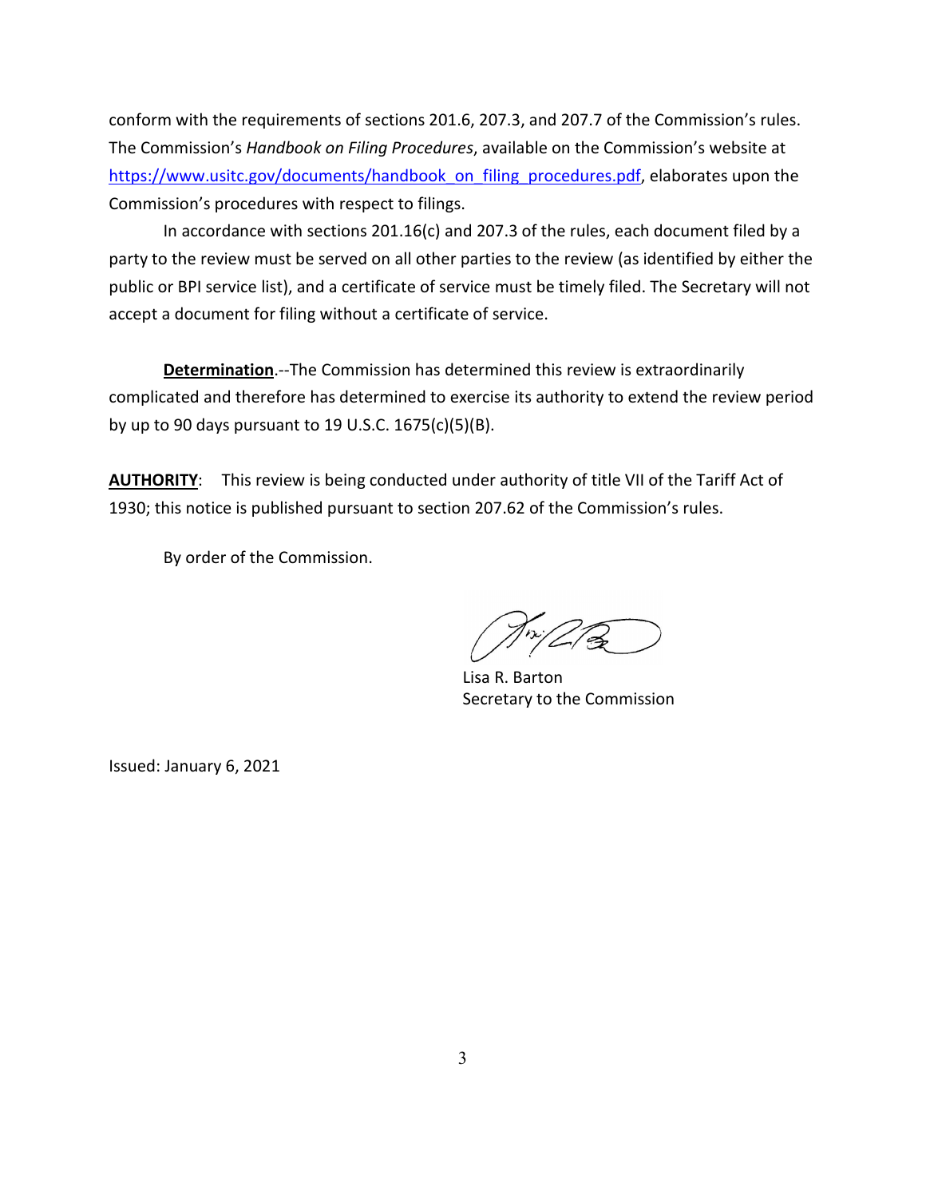conform with the requirements of sections 201.6, 207.3, and 207.7 of the Commission's rules. The Commission's *Handbook on Filing Procedures*, available on the Commission's website at [https://www.usitc.gov/documents/handbook_on_filing_procedures.pdf](https://www.usitc.gov/documents/handbook_on_filing_procedures.pdf), elaborates upon the Commission's procedures with respect to filings.

In accordance with sections 201.16(c) and 207.3 of the rules, each document filed by a party to the review must be served on all other parties to the review (as identified by either the public or BPI service list), and a certificate of service must be timely filed. The Secretary will not accept a document for filing without a certificate of service.

**Determination**.--The Commission has determined this review is extraordinarily complicated and therefore has determined to exercise its authority to extend the review period by up to 90 days pursuant to 19 U.S.C. 1675(c)(5)(B).

**AUTHORITY**: This review is being conducted under authority of title VII of the Tariff Act of 1930; this notice is published pursuant to section 207.62 of the Commission's rules.

By order of the Commission.

Lisa R. Barton
Secretary to the Commission

Issued: January 6, 2021